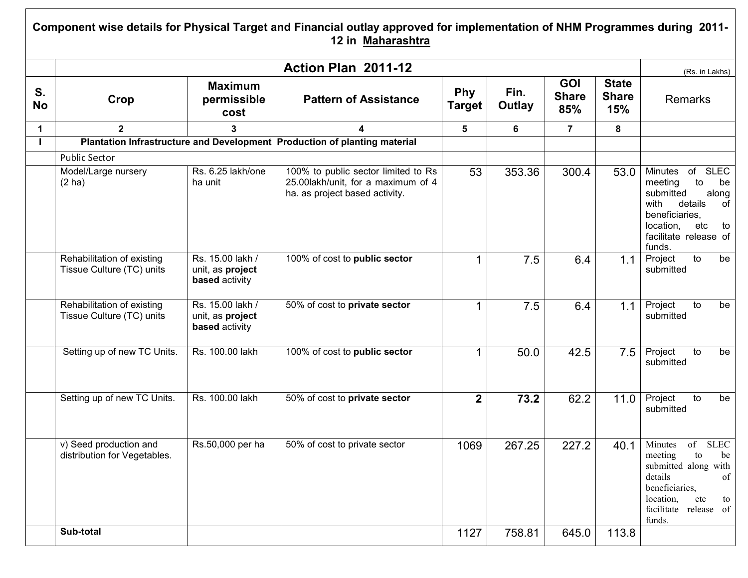## Component wise details for Physical Target and Financial outlay approved for implementation of NHM Programmes during 2011-12 in Maharashtra

| S. No | Crop | Maximum permissible cost | Pattern of Assistance | Phy Target | Fin. Outlay | GOI Share 85% | State Share 15% | Remarks |
|---|---|---|---|---|---|---|---|---|
| | **Action Plan 2011-12** | | | | | | | (Rs. in Lakhs) |
| 1 | 2 | 3 | 4 | 5 | 6 | 7 | 8 | |
| I | **Plantation Infrastructure and Development Production of planting material** | | | | | | | |
| | Public Sector | | | | | | | |
| | Model/Large nursery (2 ha) | Rs. 6.25 lakh/one ha unit | 100% to public sector limited to Rs 25.00lakh/unit, for a maximum of 4 ha. as project based activity. | 53 | 353.36 | 300.4 | 53.0 | Minutes of SLEC meeting to be submitted along with details of beneficiaries, location, etc to facilitate release of funds. |
| | Rehabilitation of existing Tissue Culture (TC) units | Rs. 15.00 lakh / unit, as **project based** activity | 100% of cost to **public sector** | 1 | 7.5 | 6.4 | 1.1 | Project to be submitted |
| | Rehabilitation of existing Tissue Culture (TC) units | Rs. 15.00 lakh / unit, as **project based** activity | 50% of cost to **private sector** | 1 | 7.5 | 6.4 | 1.1 | Project to be submitted |
| | Setting up of new TC Units. | Rs. 100.00 lakh | 100% of cost to **public sector** | 1 | 50.0 | 42.5 | 7.5 | Project to be submitted |
| | Setting up of new TC Units. | Rs. 100.00 lakh | 50% of cost to **private sector** | **2** | **73.2** | 62.2 | 11.0 | Project to be submitted |
| | v) Seed production and distribution for Vegetables. | Rs.50,000 per ha | 50% of cost to private sector | 1069 | 267.25 | 227.2 | 40.1 | Minutes of SLEC meeting to be submitted along with details of beneficiaries, location, etc to facilitate release of funds. |
| | **Sub-total** | | | 1127 | 758.81 | 645.0 | 113.8 | |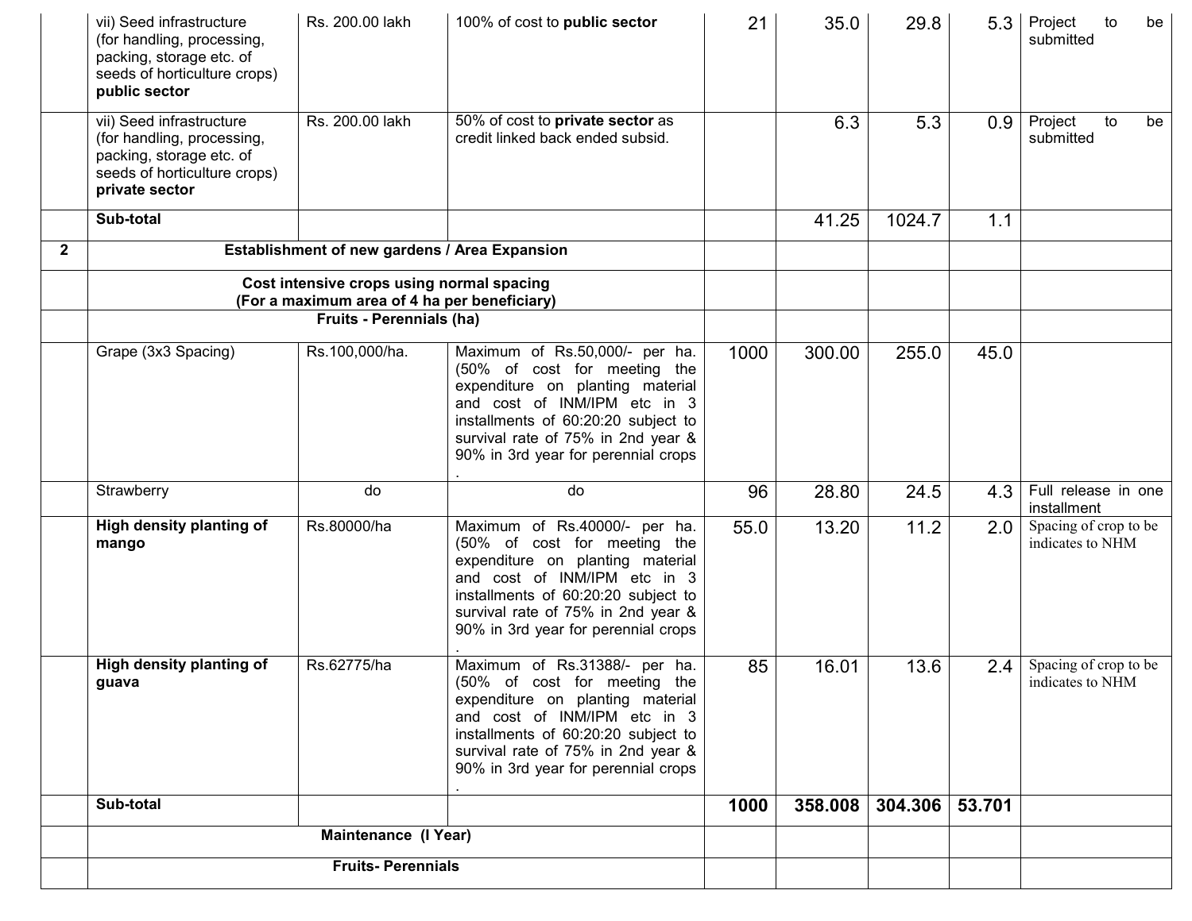| | | | | | | | | |
|---|---|---|---|---|---|---|---|---|
| | vii) Seed infrastructure (for handling, processing, packing, storage etc. of seeds of horticulture crops) **public sector** | Rs. 200.00 lakh | 100% of cost to **public sector** | 21 | 35.0 | 29.8 | 5.3 | Project to be submitted |
| | vii) Seed infrastructure (for handling, processing, packing, storage etc. of seeds of horticulture crops) **private sector** | Rs. 200.00 lakh | 50% of cost to **private sector** as credit linked back ended subsid. | | 6.3 | 5.3 | 0.9 | Project to be submitted |
| | **Sub-total** | | | | 41.25 | 1024.7 | 1.1 | |
| **2** | **Establishment of new gardens / Area Expansion** | | | | | | | |
| | **Cost intensive crops using normal spacing (For a maximum area of 4 ha per beneficiary)** | | | | | | | |
| | **Fruits - Perennials (ha)** | | | | | | | |
| | Grape (3x3 Spacing) | Rs.100,000/ha. | Maximum of Rs.50,000/- per ha. (50% of cost for meeting the expenditure on planting material and cost of INM/IPM etc in 3 installments of 60:20:20 subject to survival rate of 75% in 2nd year & 90% in 3rd year for perennial crops . | 1000 | 300.00 | 255.0 | 45.0 | |
| | Strawberry | do | do | 96 | 28.80 | 24.5 | 4.3 | Full release in one installment |
| | **High density planting of mango** | Rs.80000/ha | Maximum of Rs.40000/- per ha. (50% of cost for meeting the expenditure on planting material and cost of INM/IPM etc in 3 installments of 60:20:20 subject to survival rate of 75% in 2nd year & 90% in 3rd year for perennial crops . | 55.0 | 13.20 | 11.2 | 2.0 | Spacing of crop to be indicates to NHM |
| | **High density planting of guava** | Rs.62775/ha | Maximum of Rs.31388/- per ha. (50% of cost for meeting the expenditure on planting material and cost of INM/IPM etc in 3 installments of 60:20:20 subject to survival rate of 75% in 2nd year & 90% in 3rd year for perennial crops . | 85 | 16.01 | 13.6 | 2.4 | Spacing of crop to be indicates to NHM |
| | **Sub-total** | | | **1000** | **358.008** | **304.306** | **53.701** | |
| | **Maintenance (I Year)** | | | | | | | |
| | **Fruits- Perennials** | | | | | | | |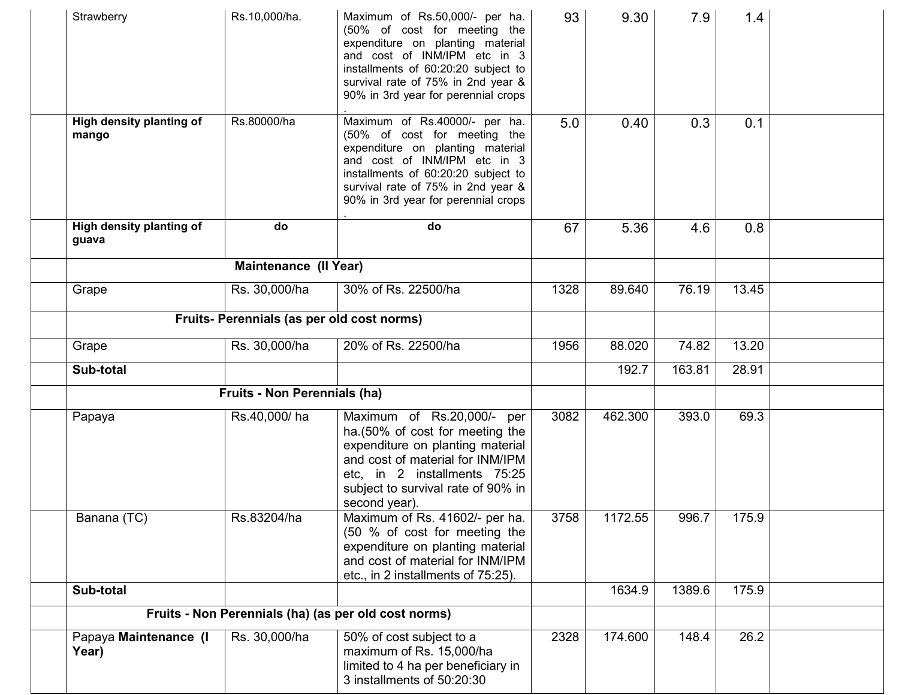| | | | | | | | | |
|---|---|---|---|---|---|---|---|---|
| | Strawberry | Rs.10,000/ha. | Maximum of Rs.50,000/- per ha. (50% of cost for meeting the expenditure on planting material and cost of INM/IPM etc in 3 installments of 60:20:20 subject to survival rate of 75% in 2nd year & 90% in 3rd year for perennial crops . | 93 | 9.30 | 7.9 | 1.4 | |
| | **High density planting of mango** | Rs.80000/ha | Maximum of Rs.40000/- per ha. (50% of cost for meeting the expenditure on planting material and cost of INM/IPM etc in 3 installments of 60:20:20 subject to survival rate of 75% in 2nd year & 90% in 3rd year for perennial crops . | 5.0 | 0.40 | 0.3 | 0.1 | |
| | **High density planting of guava** | do | do | 67 | 5.36 | 4.6 | 0.8 | |
| | **Maintenance (II Year)** | | | | | | | |
| | Grape | Rs. 30,000/ha | 30% of Rs. 22500/ha | 1328 | 89.640 | 76.19 | 13.45 | |
| | **Fruits- Perennials (as per old cost norms)** | | | | | | | |
| | Grape | Rs. 30,000/ha | 20% of Rs. 22500/ha | 1956 | 88.020 | 74.82 | 13.20 | |
| | **Sub-total** | | | | 192.7 | 163.81 | 28.91 | |
| | **Fruits - Non Perennials (ha)** | | | | | | | |
| | Papaya | Rs.40,000/ ha | Maximum of Rs.20,000/- per ha.(50% of cost for meeting the expenditure on planting material and cost of material for INM/IPM etc, in 2 installments 75:25 subject to survival rate of 90% in second year). | 3082 | 462.300 | 393.0 | 69.3 | |
| | Banana (TC) | Rs.83204/ha | Maximum of Rs. 41602/- per ha. (50 % of cost for meeting the expenditure on planting material and cost of material for INM/IPM etc., in 2 installments of 75:25). | 3758 | 1172.55 | 996.7 | 175.9 | |
| | **Sub-total** | | | | 1634.9 | 1389.6 | 175.9 | |
| | **Fruits - Non Perennials (ha) (as per old cost norms)** | | | | | | | |
| | Papaya **Maintenance (I Year)** | Rs. 30,000/ha | 50% of cost subject to a maximum of Rs. 15,000/ha limited to 4 ha per beneficiary in 3 installments of 50:20:30 | 2328 | 174.600 | 148.4 | 26.2 | |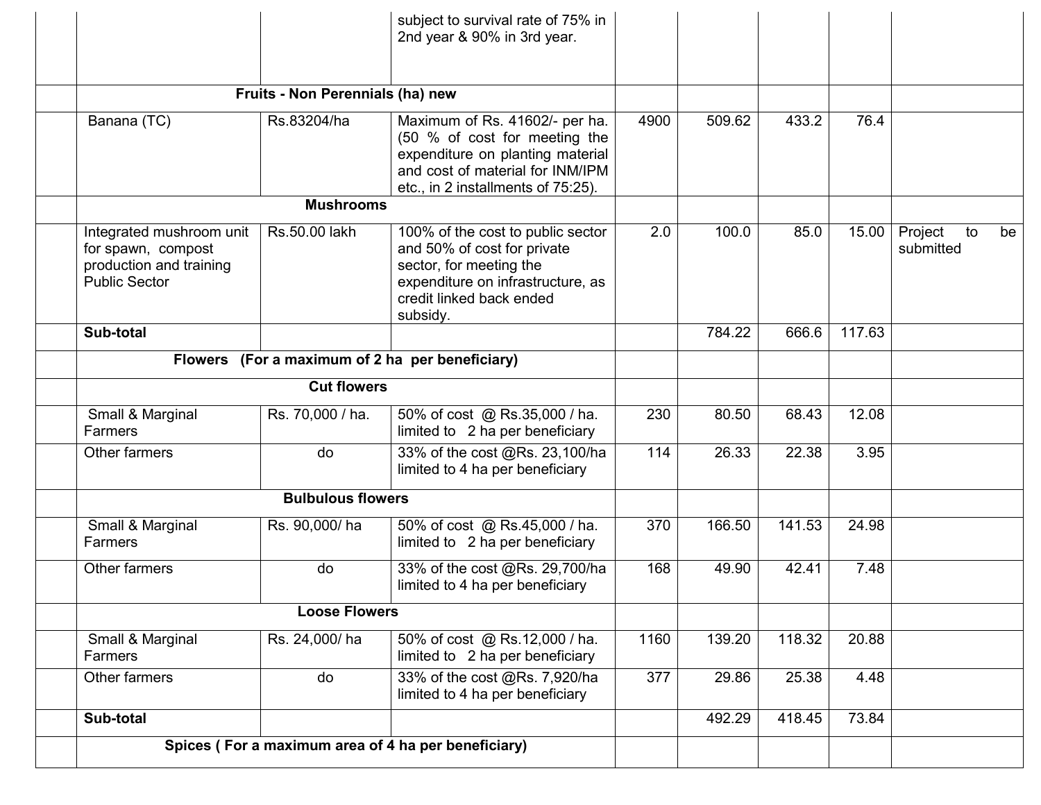| | | | | | | | | |
|---|---|---|---|---|---|---|---|---|
| | | | subject to survival rate of 75% in 2nd year & 90% in 3rd year. | | | | | |
| | Fruits - Non Perennials (ha) new | | | | | | | |
| | Banana (TC) | Rs.83204/ha | Maximum of Rs. 41602/- per ha. (50 % of cost for meeting the expenditure on planting material and cost of material for INM/IPM etc., in 2 installments of 75:25). | 4900 | 509.62 | 433.2 | 76.4 | |
| | Mushrooms | | | | | | | |
| | Integrated mushroom unit for spawn, compost production and training Public Sector | Rs.50.00 lakh | 100% of the cost to public sector and 50% of cost for private sector, for meeting the expenditure on infrastructure, as credit linked back ended subsidy. | 2.0 | 100.0 | 85.0 | 15.00 | Project to be submitted |
| | **Sub-total** | | | | 784.22 | 666.6 | 117.63 | |
| | **Flowers (For a maximum of 2 ha per beneficiary)** | | | | | | | |
| | **Cut flowers** | | | | | | | |
| | Small & Marginal Farmers | Rs. 70,000 / ha. | 50% of cost @ Rs.35,000 / ha. limited to 2 ha per beneficiary | 230 | 80.50 | 68.43 | 12.08 | |
| | Other farmers | do | 33% of the cost @Rs. 23,100/ha limited to 4 ha per beneficiary | 114 | 26.33 | 22.38 | 3.95 | |
| | **Bulbulous flowers** | | | | | | | |
| | Small & Marginal Farmers | Rs. 90,000/ ha | 50% of cost @ Rs.45,000 / ha. limited to 2 ha per beneficiary | 370 | 166.50 | 141.53 | 24.98 | |
| | Other farmers | do | 33% of the cost @Rs. 29,700/ha limited to 4 ha per beneficiary | 168 | 49.90 | 42.41 | 7.48 | |
| | **Loose Flowers** | | | | | | | |
| | Small & Marginal Farmers | Rs. 24,000/ ha | 50% of cost @ Rs.12,000 / ha. limited to 2 ha per beneficiary | 1160 | 139.20 | 118.32 | 20.88 | |
| | Other farmers | do | 33% of the cost @Rs. 7,920/ha limited to 4 ha per beneficiary | 377 | 29.86 | 25.38 | 4.48 | |
| | **Sub-total** | | | | 492.29 | 418.45 | 73.84 | |
| | **Spices ( For a maximum area of 4 ha per beneficiary)** | | | | | | | |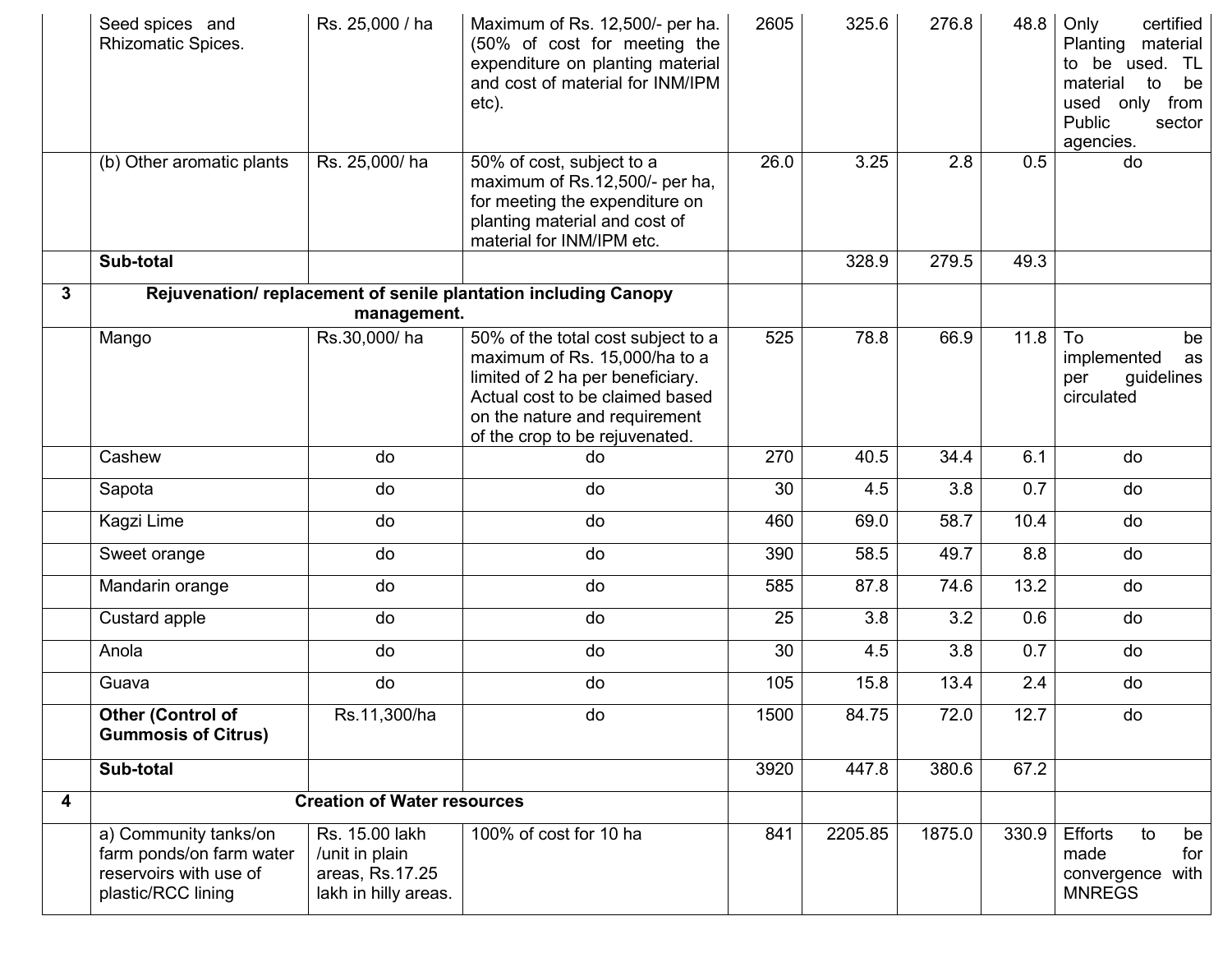|  |  |  |  |  |  |  |  |  |
|---|---|---|---|---|---|---|---|---|
|  | Seed spices and Rhizomatic Spices. | Rs. 25,000 / ha | Maximum of Rs. 12,500/- per ha. (50% of cost for meeting the expenditure on planting material and cost of material for INM/IPM etc). | 2605 | 325.6 | 276.8 | 48.8 | Only certified Planting material to be used. TL material to be used only from Public sector agencies. |
|  | (b) Other aromatic plants | Rs. 25,000/ ha | 50% of cost, subject to a maximum of Rs.12,500/- per ha, for meeting the expenditure on planting material and cost of material for INM/IPM etc. | 26.0 | 3.25 | 2.8 | 0.5 | do |
|  | **Sub-total** |  |  |  | 328.9 | 279.5 | 49.3 |  |
| 3 | **Rejuvenation/ replacement of senile plantation including Canopy management.** |  |  |  |  |  |  |  |
|  | Mango | Rs.30,000/ ha | 50% of the total cost subject to a maximum of Rs. 15,000/ha to a limited of 2 ha per beneficiary. Actual cost to be claimed based on the nature and requirement of the crop to be rejuvenated. | 525 | 78.8 | 66.9 | 11.8 | To be implemented as per guidelines circulated |
|  | Cashew | do | do | 270 | 40.5 | 34.4 | 6.1 | do |
|  | Sapota | do | do | 30 | 4.5 | 3.8 | 0.7 | do |
|  | Kagzi Lime | do | do | 460 | 69.0 | 58.7 | 10.4 | do |
|  | Sweet orange | do | do | 390 | 58.5 | 49.7 | 8.8 | do |
|  | Mandarin orange | do | do | 585 | 87.8 | 74.6 | 13.2 | do |
|  | Custard apple | do | do | 25 | 3.8 | 3.2 | 0.6 | do |
|  | Anola | do | do | 30 | 4.5 | 3.8 | 0.7 | do |
|  | Guava | do | do | 105 | 15.8 | 13.4 | 2.4 | do |
|  | **Other (Control of Gummosis of Citrus)** | Rs.11,300/ha | do | 1500 | 84.75 | 72.0 | 12.7 | do |
|  | **Sub-total** |  |  | 3920 | 447.8 | 380.6 | 67.2 |  |
| 4 | **Creation of Water resources** |  |  |  |  |  |  |  |
|  | a) Community tanks/on farm ponds/on farm water reservoirs with use of plastic/RCC lining | Rs. 15.00 lakh /unit in plain areas, Rs.17.25 lakh in hilly areas. | 100% of cost for 10 ha | 841 | 2205.85 | 1875.0 | 330.9 | Efforts to be made for convergence with MNREGS |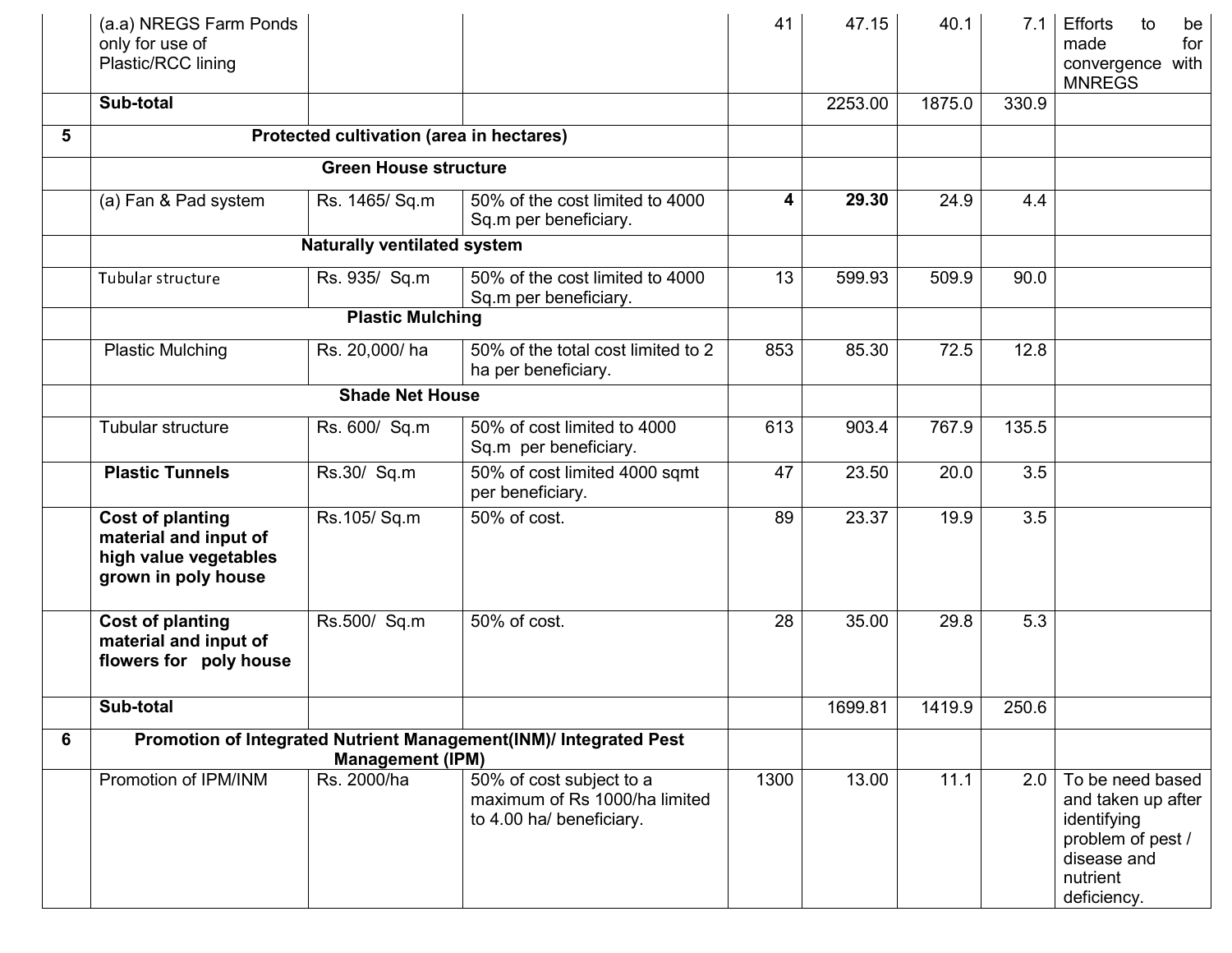| | (a.a) NREGS Farm Ponds only for use of Plastic/RCC lining | | | 41 | 47.15 | 40.1 | 7.1 | Efforts to be made for convergence with MNREGS |
|---|---|---|---|---|---|---|---|---|
| | **Sub-total** | | | | 2253.00 | 1875.0 | 330.9 | |
| **5** | **Protected cultivation (area in hectares)** | | | | | | | |
| | **Green House structure** | | | | | | | |
| | (a) Fan & Pad system | Rs. 1465/ Sq.m | 50% of the cost limited to 4000 Sq.m per beneficiary. | **4** | **29.30** | 24.9 | 4.4 | |
| | **Naturally ventilated system** | | | | | | | |
| | Tubular structure | Rs. 935/ Sq.m | 50% of the cost limited to 4000 Sq.m per beneficiary. | 13 | 599.93 | 509.9 | 90.0 | |
| | **Plastic Mulching** | | | | | | | |
| | Plastic Mulching | Rs. 20,000/ ha | 50% of the total cost limited to 2 ha per beneficiary. | 853 | 85.30 | 72.5 | 12.8 | |
| | **Shade Net House** | | | | | | | |
| | Tubular structure | Rs. 600/ Sq.m | 50% of cost limited to 4000 Sq.m per beneficiary. | 613 | 903.4 | 767.9 | 135.5 | |
| | **Plastic Tunnels** | Rs.30/ Sq.m | 50% of cost limited 4000 sqmt per beneficiary. | 47 | 23.50 | 20.0 | 3.5 | |
| | **Cost of planting material and input of high value vegetables grown in poly house** | Rs.105/ Sq.m | 50% of cost. | 89 | 23.37 | 19.9 | 3.5 | |
| | **Cost of planting material and input of flowers for poly house** | Rs.500/ Sq.m | 50% of cost. | 28 | 35.00 | 29.8 | 5.3 | |
| | **Sub-total** | | | | 1699.81 | 1419.9 | 250.6 | |
| **6** | **Promotion of Integrated Nutrient Management(INM)/ Integrated Pest Management (IPM)** | | | | | | | |
| | Promotion of IPM/INM | Rs. 2000/ha | 50% of cost subject to a maximum of Rs 1000/ha limited to 4.00 ha/ beneficiary. | 1300 | 13.00 | 11.1 | 2.0 | To be need based and taken up after identifying problem of pest / disease and nutrient deficiency. |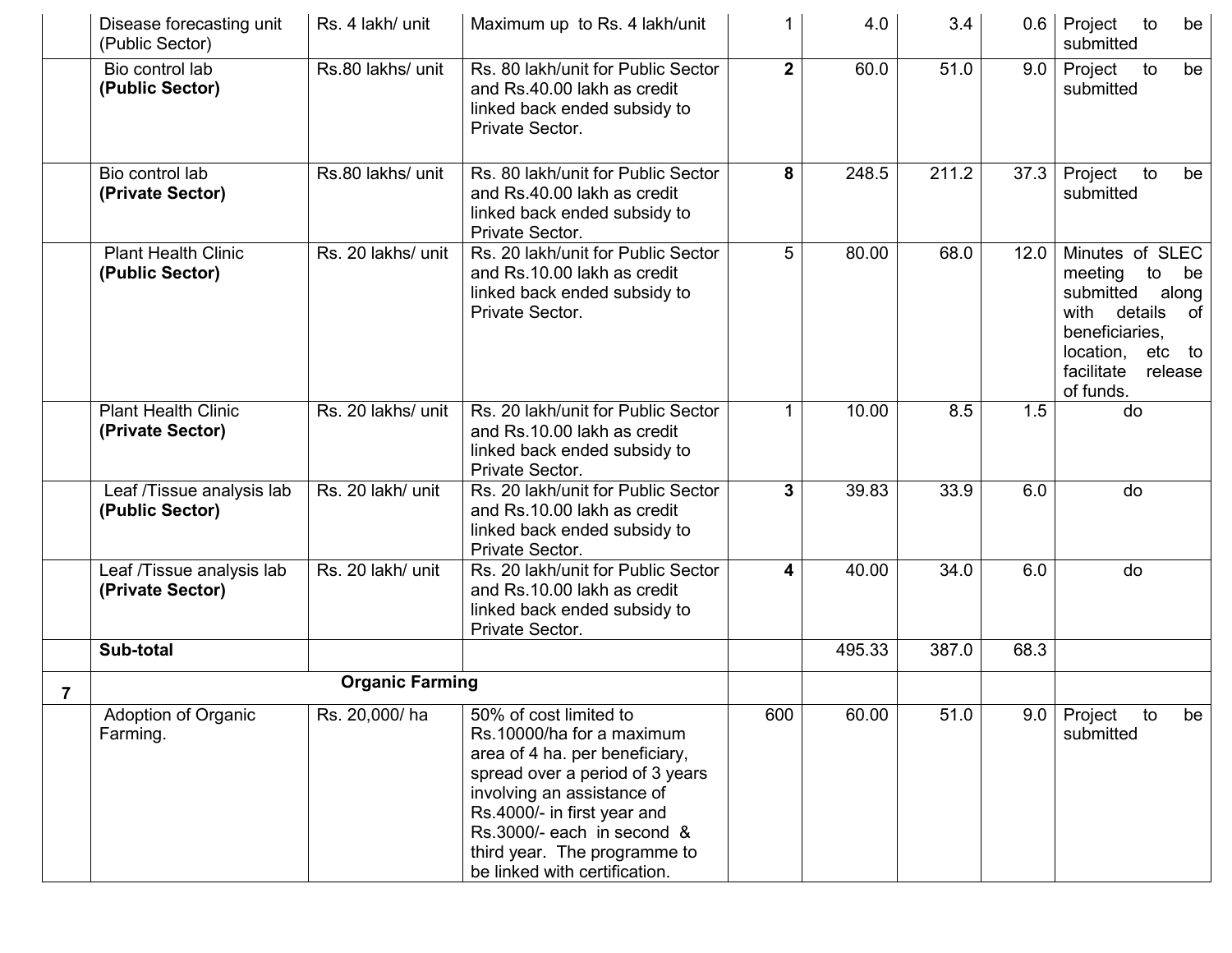| | | | | | | | | |
|---|---|---|---|---|---|---|---|---|
| | Disease forecasting unit (Public Sector) | Rs. 4 lakh/ unit | Maximum up to Rs. 4 lakh/unit | 1 | 4.0 | 3.4 | 0.6 | Project to be submitted |
| | Bio control lab **(Public Sector)** | Rs.80 lakhs/ unit | Rs. 80 lakh/unit for Public Sector and Rs.40.00 lakh as credit linked back ended subsidy to Private Sector. | **2** | 60.0 | 51.0 | 9.0 | Project to be submitted |
| | Bio control lab **(Private Sector)** | Rs.80 lakhs/ unit | Rs. 80 lakh/unit for Public Sector and Rs.40.00 lakh as credit linked back ended subsidy to Private Sector. | **8** | 248.5 | 211.2 | 37.3 | Project to be submitted |
| | Plant Health Clinic **(Public Sector)** | Rs. 20 lakhs/ unit | Rs. 20 lakh/unit for Public Sector and Rs.10.00 lakh as credit linked back ended subsidy to Private Sector. | 5 | 80.00 | 68.0 | 12.0 | Minutes of SLEC meeting to be submitted along with details of beneficiaries, location, etc to facilitate release of funds. |
| | Plant Health Clinic **(Private Sector)** | Rs. 20 lakhs/ unit | Rs. 20 lakh/unit for Public Sector and Rs.10.00 lakh as credit linked back ended subsidy to Private Sector. | 1 | 10.00 | 8.5 | 1.5 | do |
| | Leaf /Tissue analysis lab **(Public Sector)** | Rs. 20 lakh/ unit | Rs. 20 lakh/unit for Public Sector and Rs.10.00 lakh as credit linked back ended subsidy to Private Sector. | **3** | 39.83 | 33.9 | 6.0 | do |
| | Leaf /Tissue analysis lab **(Private Sector)** | Rs. 20 lakh/ unit | Rs. 20 lakh/unit for Public Sector and Rs.10.00 lakh as credit linked back ended subsidy to Private Sector. | **4** | 40.00 | 34.0 | 6.0 | do |
| | **Sub-total** | | | | 495.33 | 387.0 | 68.3 | |
| **7** | **Organic Farming** | | | | | | | |
| | Adoption of Organic Farming. | Rs. 20,000/ ha | 50% of cost limited to Rs.10000/ha for a maximum area of 4 ha. per beneficiary, spread over a period of 3 years involving an assistance of Rs.4000/- in first year and Rs.3000/- each in second & third year. The programme to be linked with certification. | 600 | 60.00 | 51.0 | 9.0 | Project to be submitted |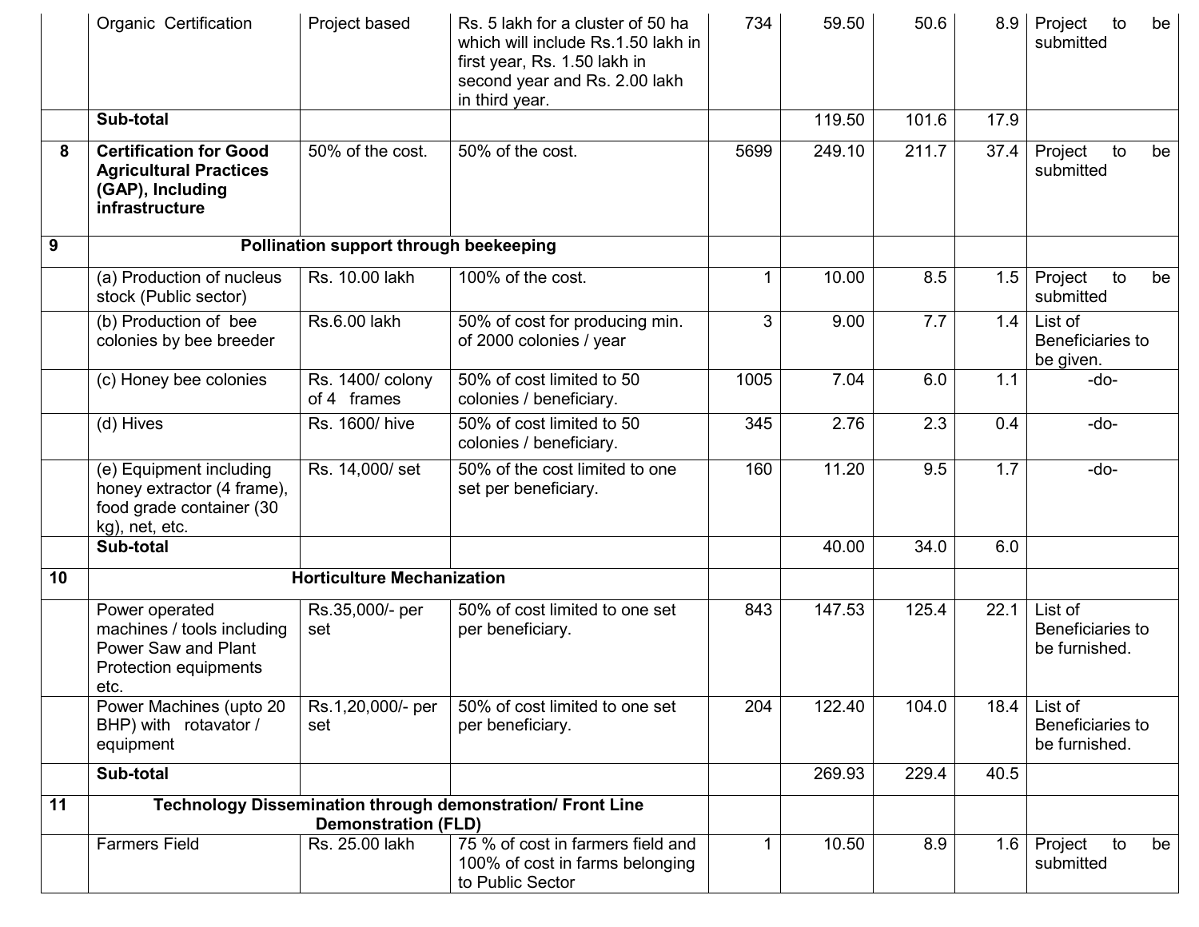| | | | | | | | | |
|---|---|---|---|---|---|---|---|---|
| | Organic Certification | Project based | Rs. 5 lakh for a cluster of 50 ha which will include Rs.1.50 lakh in first year, Rs. 1.50 lakh in second year and Rs. 2.00 lakh in third year. | 734 | 59.50 | 50.6 | 8.9 | Project to be submitted |
| | **Sub-total** | | | | 119.50 | 101.6 | 17.9 | |
| **8** | **Certification for Good Agricultural Practices (GAP), Including infrastructure** | 50% of the cost. | 50% of the cost. | 5699 | 249.10 | 211.7 | 37.4 | Project to be submitted |
| **9** | **Pollination support through beekeeping** | | | | | | | |
| | (a) Production of nucleus stock (Public sector) | Rs. 10.00 lakh | 100% of the cost. | 1 | 10.00 | 8.5 | 1.5 | Project to be submitted |
| | (b) Production of bee colonies by bee breeder | Rs.6.00 lakh | 50% of cost for producing min. of 2000 colonies / year | 3 | 9.00 | 7.7 | 1.4 | List of Beneficiaries to be given. |
| | (c) Honey bee colonies | Rs. 1400/ colony of 4 frames | 50% of cost limited to 50 colonies / beneficiary. | 1005 | 7.04 | 6.0 | 1.1 | -do- |
| | (d) Hives | Rs. 1600/ hive | 50% of cost limited to 50 colonies / beneficiary. | 345 | 2.76 | 2.3 | 0.4 | -do- |
| | (e) Equipment including honey extractor (4 frame), food grade container (30 kg), net, etc. | Rs. 14,000/ set | 50% of the cost limited to one set per beneficiary. | 160 | 11.20 | 9.5 | 1.7 | -do- |
| | **Sub-total** | | | | 40.00 | 34.0 | 6.0 | |
| **10** | **Horticulture Mechanization** | | | | | | | |
| | Power operated machines / tools including Power Saw and Plant Protection equipments etc. | Rs.35,000/- per set | 50% of cost limited to one set per beneficiary. | 843 | 147.53 | 125.4 | 22.1 | List of Beneficiaries to be furnished. |
| | Power Machines (upto 20 BHP) with rotavator / equipment | Rs.1,20,000/- per set | 50% of cost limited to one set per beneficiary. | 204 | 122.40 | 104.0 | 18.4 | List of Beneficiaries to be furnished. |
| | **Sub-total** | | | | 269.93 | 229.4 | 40.5 | |
| **11** | **Technology Dissemination through demonstration/ Front Line Demonstration (FLD)** | | | | | | | |
| | Farmers Field | Rs. 25.00 lakh | 75 % of cost in farmers field and 100% of cost in farms belonging to Public Sector | 1 | 10.50 | 8.9 | 1.6 | Project to be submitted |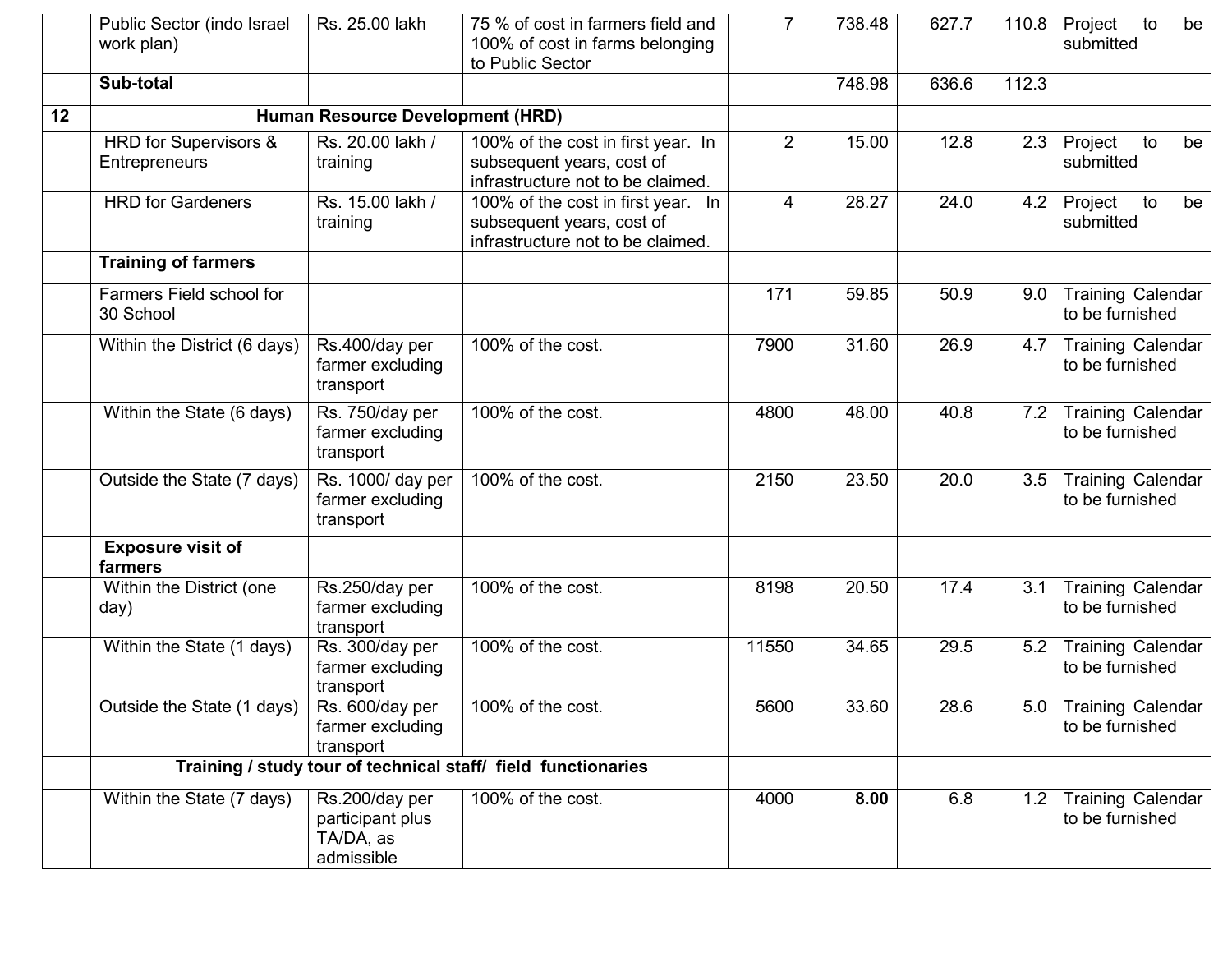| | | | | | | | | |
|---|---|---|---|---|---|---|---|---|
| | Public Sector (indo Israel work plan) | Rs. 25.00 lakh | 75 % of cost in farmers field and 100% of cost in farms belonging to Public Sector | 7 | 738.48 | 627.7 | 110.8 | Project to be submitted |
| | **Sub-total** | | | | 748.98 | 636.6 | 112.3 | |
| **12** | **Human Resource Development (HRD)** | | | | | | | |
| | HRD for Supervisors & Entrepreneurs | Rs. 20.00 lakh / training | 100% of the cost in first year. In subsequent years, cost of infrastructure not to be claimed. | 2 | 15.00 | 12.8 | 2.3 | Project to be submitted |
| | HRD for Gardeners | Rs. 15.00 lakh / training | 100% of the cost in first year. In subsequent years, cost of infrastructure not to be claimed. | 4 | 28.27 | 24.0 | 4.2 | Project to be submitted |
| | **Training of farmers** | | | | | | | |
| | Farmers Field school for 30 School | | | 171 | 59.85 | 50.9 | 9.0 | Training Calendar to be furnished |
| | Within the District (6 days) | Rs.400/day per farmer excluding transport | 100% of the cost. | 7900 | 31.60 | 26.9 | 4.7 | Training Calendar to be furnished |
| | Within the State (6 days) | Rs. 750/day per farmer excluding transport | 100% of the cost. | 4800 | 48.00 | 40.8 | 7.2 | Training Calendar to be furnished |
| | Outside the State (7 days) | Rs. 1000/ day per farmer excluding transport | 100% of the cost. | 2150 | 23.50 | 20.0 | 3.5 | Training Calendar to be furnished |
| | **Exposure visit of farmers** | | | | | | | |
| | Within the District (one day) | Rs.250/day per farmer excluding transport | 100% of the cost. | 8198 | 20.50 | 17.4 | 3.1 | Training Calendar to be furnished |
| | Within the State (1 days) | Rs. 300/day per farmer excluding transport | 100% of the cost. | 11550 | 34.65 | 29.5 | 5.2 | Training Calendar to be furnished |
| | Outside the State (1 days) | Rs. 600/day per farmer excluding transport | 100% of the cost. | 5600 | 33.60 | 28.6 | 5.0 | Training Calendar to be furnished |
| | **Training / study tour of technical staff/ field functionaries** | | | | | | | |
| | Within the State (7 days) | Rs.200/day per participant plus TA/DA, as admissible | 100% of the cost. | 4000 | **8.00** | 6.8 | 1.2 | Training Calendar to be furnished |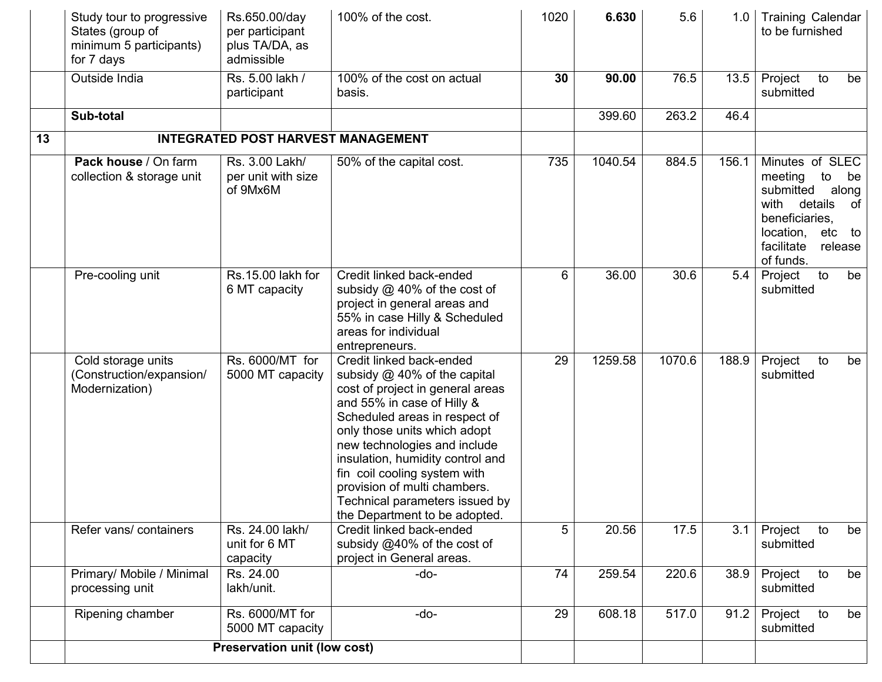| | | | | | | | | |
|---|---|---|---|---|---|---|---|---|
| | Study tour to progressive States (group of minimum 5 participants) for 7 days | Rs.650.00/day per participant plus TA/DA, as admissible | 100% of the cost. | 1020 | **6.630** | 5.6 | 1.0 | Training Calendar to be furnished |
| | Outside India | Rs. 5.00 lakh / participant | 100% of the cost on actual basis. | **30** | **90.00** | 76.5 | 13.5 | Project to be submitted |
| | **Sub-total** | | | | 399.60 | 263.2 | 46.4 | |
| **13** | **INTEGRATED POST HARVEST MANAGEMENT** | | | | | | | |
| | **Pack house** / On farm collection & storage unit | Rs. 3.00 Lakh/ per unit with size of 9Mx6M | 50% of the capital cost. | 735 | 1040.54 | 884.5 | 156.1 | Minutes of SLEC meeting to be submitted along with details of beneficiaries, location, etc to facilitate release of funds. |
| | Pre-cooling unit | Rs.15.00 lakh for 6 MT capacity | Credit linked back-ended subsidy @ 40% of the cost of project in general areas and 55% in case Hilly & Scheduled areas for individual entrepreneurs. | 6 | 36.00 | 30.6 | 5.4 | Project to be submitted |
| | Cold storage units (Construction/expansion/ Modernization) | Rs. 6000/MT for 5000 MT capacity | Credit linked back-ended subsidy @ 40% of the capital cost of project in general areas and 55% in case of Hilly & Scheduled areas in respect of only those units which adopt new technologies and include insulation, humidity control and fin coil cooling system with provision of multi chambers. Technical parameters issued by the Department to be adopted. | 29 | 1259.58 | 1070.6 | 188.9 | Project to be submitted |
| | Refer vans/ containers | Rs. 24.00 lakh/ unit for 6 MT capacity | Credit linked back-ended subsidy @40% of the cost of project in General areas. | 5 | 20.56 | 17.5 | 3.1 | Project to be submitted |
| | Primary/ Mobile / Minimal processing unit | Rs. 24.00 lakh/unit. | -do- | 74 | 259.54 | 220.6 | 38.9 | Project to be submitted |
| | Ripening chamber | Rs. 6000/MT for 5000 MT capacity | -do- | 29 | 608.18 | 517.0 | 91.2 | Project to be submitted |
| | **Preservation unit (low cost)** | | | | | | | |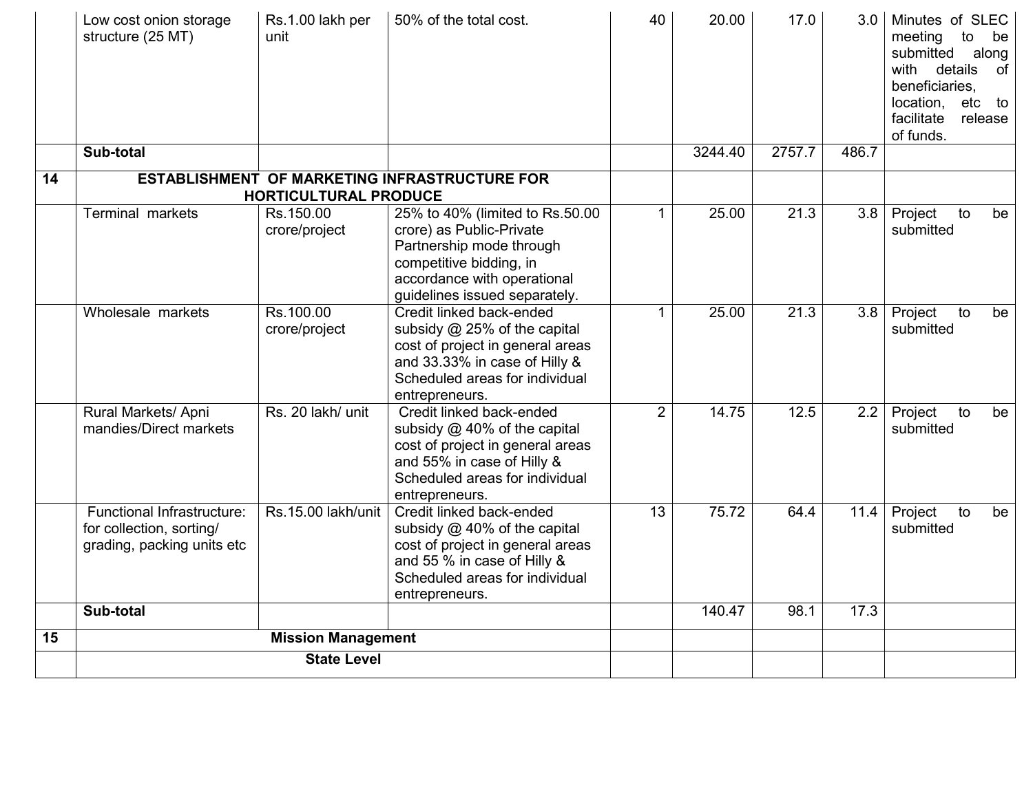|  |  |  |  |  |  |  |  |  |
|---|---|---|---|---|---|---|---|---|
|  | Low cost onion storage structure (25 MT) | Rs.1.00 lakh per unit | 50% of the total cost. | 40 | 20.00 | 17.0 | 3.0 | Minutes of SLEC meeting to be submitted along with details of beneficiaries, location, etc to facilitate release of funds. |
|  | **Sub-total** |  |  |  | 3244.40 | 2757.7 | 486.7 |  |
| **14** | **ESTABLISHMENT OF MARKETING INFRASTRUCTURE FOR HORTICULTURAL PRODUCE** |  |  |  |  |  |  |  |
|  | Terminal markets | Rs.150.00 crore/project | 25% to 40% (limited to Rs.50.00 crore) as Public-Private Partnership mode through competitive bidding, in accordance with operational guidelines issued separately. | 1 | 25.00 | 21.3 | 3.8 | Project to be submitted |
|  | Wholesale markets | Rs.100.00 crore/project | Credit linked back-ended subsidy @ 25% of the capital cost of project in general areas and 33.33% in case of Hilly & Scheduled areas for individual entrepreneurs. | 1 | 25.00 | 21.3 | 3.8 | Project to be submitted |
|  | Rural Markets/ Apni mandies/Direct markets | Rs. 20 lakh/ unit | Credit linked back-ended subsidy @ 40% of the capital cost of project in general areas and 55% in case of Hilly & Scheduled areas for individual entrepreneurs. | 2 | 14.75 | 12.5 | 2.2 | Project to be submitted |
|  | Functional Infrastructure: for collection, sorting/ grading, packing units etc | Rs.15.00 lakh/unit | Credit linked back-ended subsidy @ 40% of the capital cost of project in general areas and 55 % in case of Hilly & Scheduled areas for individual entrepreneurs. | 13 | 75.72 | 64.4 | 11.4 | Project to be submitted |
|  | **Sub-total** |  |  |  | 140.47 | 98.1 | 17.3 |  |
| **15** | **Mission Management** |  |  |  |  |  |  |  |
|  | **State Level** |  |  |  |  |  |  |  |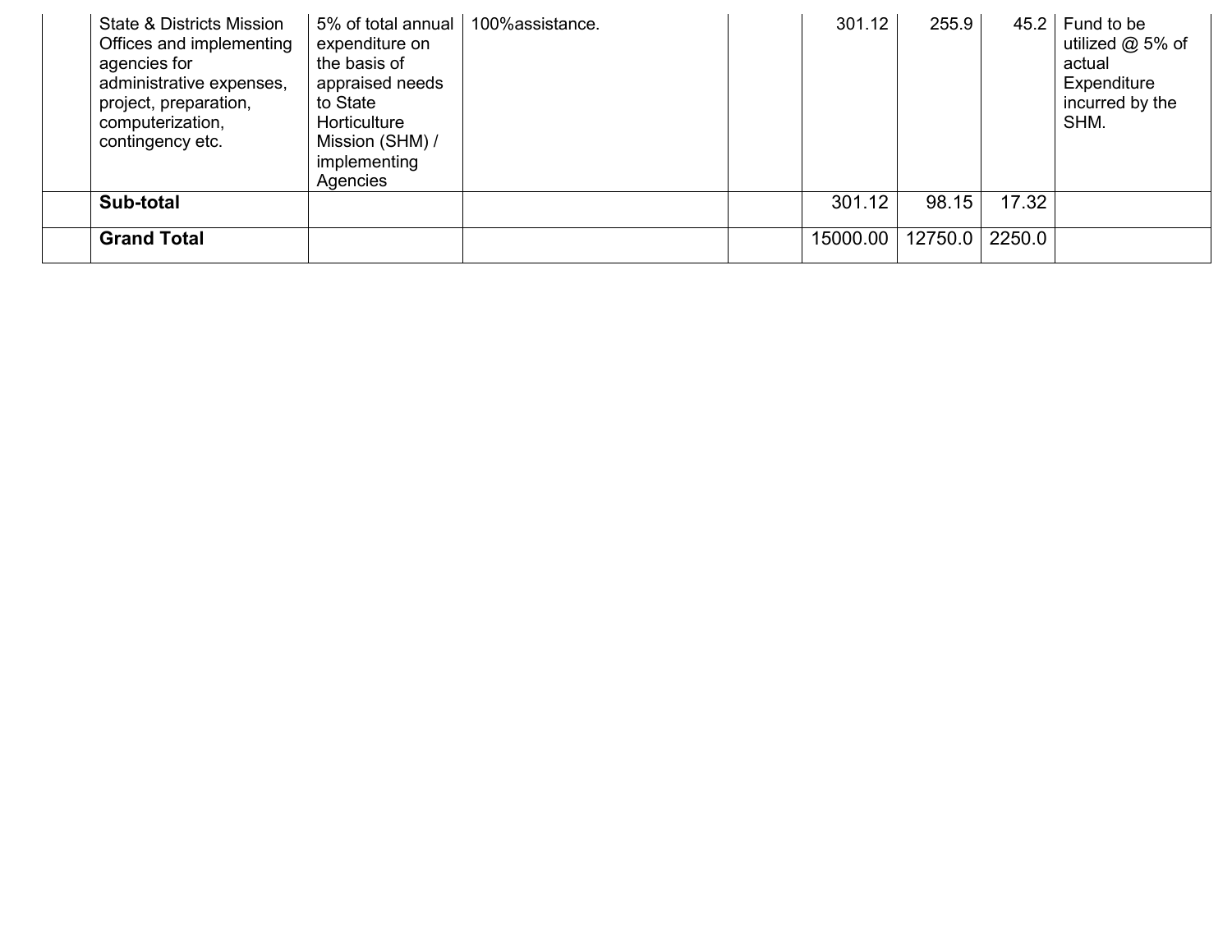| | | | | | | | | |
|---|---|---|---|---|---|---|---|---|
| | State & Districts Mission Offices and implementing agencies for administrative expenses, project, preparation, computerization, contingency etc. | 5% of total annual expenditure on the basis of appraised needs to State Horticulture Mission (SHM) / implementing Agencies | 100%assistance. | | 301.12 | 255.9 | 45.2 | Fund to be utilized @ 5% of actual Expenditure incurred by the SHM. |
| | **Sub-total** | | | | 301.12 | 98.15 | 17.32 | |
| | **Grand Total** | | | | 15000.00 | 12750.0 | 2250.0 | |